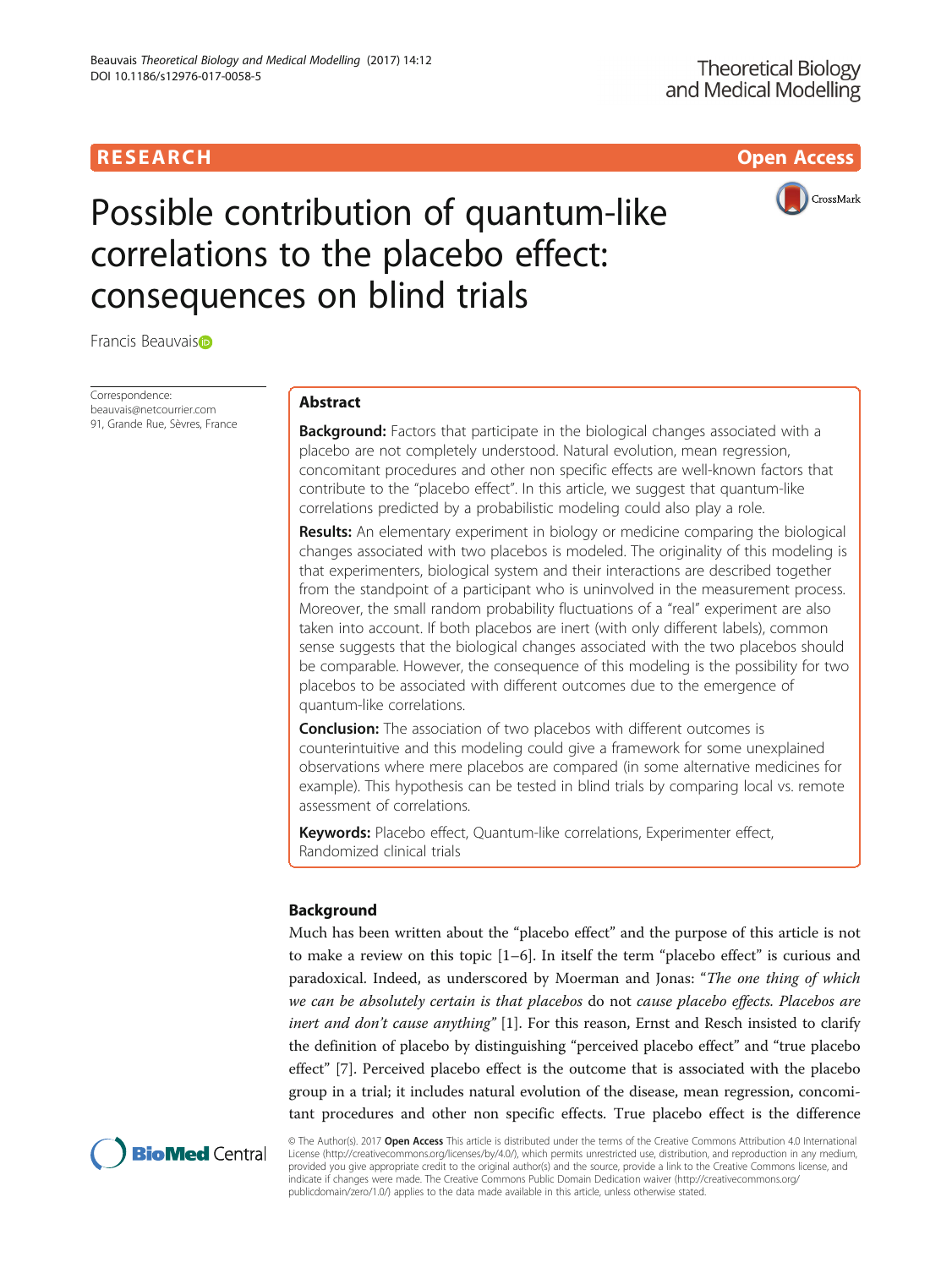RESEARCH Open Access

# Possible contribution of quantum-like correlations to the placebo effect: consequences on blind trials

Francis Beauvais

Correspondence:
beauvais@netcourrier.com
91, Grande Rue, Sèvres, France

## Abstract

**Background:** Factors that participate in the biological changes associated with a placebo are not completely understood. Natural evolution, mean regression, concomitant procedures and other non specific effects are well-known factors that contribute to the "placebo effect". In this article, we suggest that quantum-like correlations predicted by a probabilistic modeling could also play a role.

**Results:** An elementary experiment in biology or medicine comparing the biological changes associated with two placebos is modeled. The originality of this modeling is that experimenters, biological system and their interactions are described together from the standpoint of a participant who is uninvolved in the measurement process. Moreover, the small random probability fluctuations of a "real" experiment are also taken into account. If both placebos are inert (with only different labels), common sense suggests that the biological changes associated with the two placebos should be comparable. However, the consequence of this modeling is the possibility for two placebos to be associated with different outcomes due to the emergence of quantum-like correlations.

**Conclusion:** The association of two placebos with different outcomes is counterintuitive and this modeling could give a framework for some unexplained observations where mere placebos are compared (in some alternative medicines for example). This hypothesis can be tested in blind trials by comparing local vs. remote assessment of correlations.

**Keywords:** Placebo effect, Quantum-like correlations, Experimenter effect, Randomized clinical trials

## Background

Much has been written about the "placebo effect" and the purpose of this article is not to make a review on this topic [1–6]. In itself the term "placebo effect" is curious and paradoxical. Indeed, as underscored by Moerman and Jonas: "*The one thing of which we can be absolutely certain is that placebos* do not *cause placebo effects. Placebos are inert and don't cause anything*" [1]. For this reason, Ernst and Resch insisted to clarify the definition of placebo by distinguishing "perceived placebo effect" and "true placebo effect" [7]. Perceived placebo effect is the outcome that is associated with the placebo group in a trial; it includes natural evolution of the disease, mean regression, concomitant procedures and other non specific effects. True placebo effect is the difference

© The Author(s). 2017 **Open Access** This article is distributed under the terms of the Creative Commons Attribution 4.0 International License (http://creativecommons.org/licenses/by/4.0/), which permits unrestricted use, distribution, and reproduction in any medium, provided you give appropriate credit to the original author(s) and the source, provide a link to the Creative Commons license, and indicate if changes were made. The Creative Commons Public Domain Dedication waiver (http://creativecommons.org/publicdomain/zero/1.0/) applies to the data made available in this article, unless otherwise stated.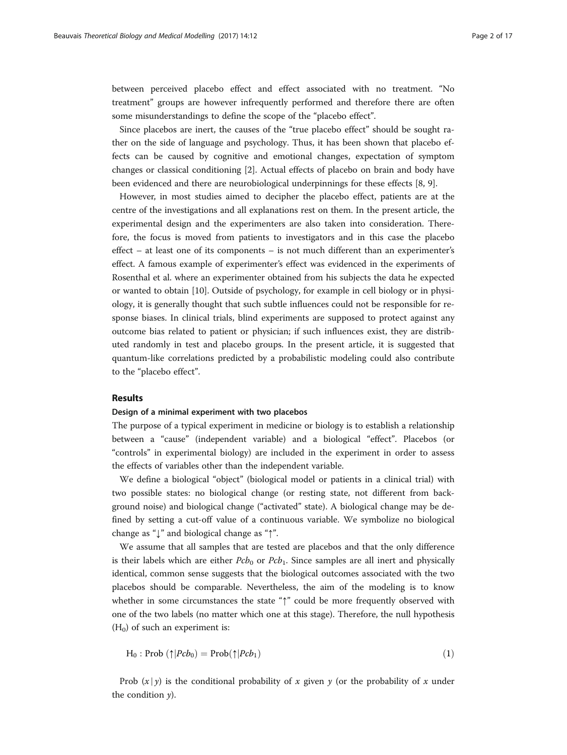between perceived placebo effect and effect associated with no treatment. "No treatment" groups are however infrequently performed and therefore there are often some misunderstandings to define the scope of the "placebo effect".

Since placebos are inert, the causes of the "true placebo effect" should be sought rather on the side of language and psychology. Thus, it has been shown that placebo effects can be caused by cognitive and emotional changes, expectation of symptom changes or classical conditioning [2]. Actual effects of placebo on brain and body have been evidenced and there are neurobiological underpinnings for these effects [8, 9].

However, in most studies aimed to decipher the placebo effect, patients are at the centre of the investigations and all explanations rest on them. In the present article, the experimental design and the experimenters are also taken into consideration. Therefore, the focus is moved from patients to investigators and in this case the placebo effect – at least one of its components – is not much different than an experimenter's effect. A famous example of experimenter's effect was evidenced in the experiments of Rosenthal et al. where an experimenter obtained from his subjects the data he expected or wanted to obtain [10]. Outside of psychology, for example in cell biology or in physiology, it is generally thought that such subtle influences could not be responsible for response biases. In clinical trials, blind experiments are supposed to protect against any outcome bias related to patient or physician; if such influences exist, they are distributed randomly in test and placebo groups. In the present article, it is suggested that quantum-like correlations predicted by a probabilistic modeling could also contribute to the "placebo effect".

## Results

### Design of a minimal experiment with two placebos

The purpose of a typical experiment in medicine or biology is to establish a relationship between a "cause" (independent variable) and a biological "effect". Placebos (or "controls" in experimental biology) are included in the experiment in order to assess the effects of variables other than the independent variable.

We define a biological "object" (biological model or patients in a clinical trial) with two possible states: no biological change (or resting state, not different from background noise) and biological change ("activated" state). A biological change may be defined by setting a cut-off value of a continuous variable. We symbolize no biological change as "↓" and biological change as "↑".

We assume that all samples that are tested are placebos and that the only difference is their labels which are either $Pcb_0$ or $Pcb_1$. Since samples are all inert and physically identical, common sense suggests that the biological outcomes associated with the two placebos should be comparable. Nevertheless, the aim of the modeling is to know whether in some circumstances the state "↑" could be more frequently observed with one of the two labels (no matter which one at this stage). Therefore, the null hypothesis ($H_0$) of such an experiment is:

$$H_0 : \text{Prob}\,(\uparrow|Pcb_0) = \text{Prob}(\uparrow|Pcb_1) \tag{1}$$

Prob $(x\,|\,y)$ is the conditional probability of $x$ given $y$ (or the probability of $x$ under the condition $y$).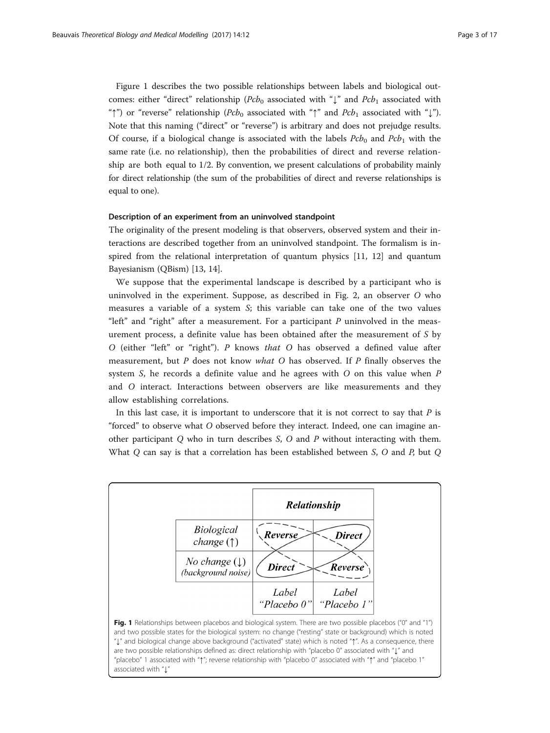Figure 1 describes the two possible relationships between labels and biological outcomes: either "direct" relationship ($Pcb_0$ associated with "↓" and $Pcb_1$ associated with "↑") or "reverse" relationship ($Pcb_0$ associated with "↑" and $Pcb_1$ associated with "↓"). Note that this naming ("direct" or "reverse") is arbitrary and does not prejudge results. Of course, if a biological change is associated with the labels $Pcb_0$ and $Pcb_1$ with the same rate (i.e. no relationship), then the probabilities of direct and reverse relationship are both equal to 1/2. By convention, we present calculations of probability mainly for direct relationship (the sum of the probabilities of direct and reverse relationships is equal to one).

#### Description of an experiment from an uninvolved standpoint

The originality of the present modeling is that observers, observed system and their interactions are described together from an uninvolved standpoint. The formalism is inspired from the relational interpretation of quantum physics [11, 12] and quantum Bayesianism (QBism) [13, 14].

We suppose that the experimental landscape is described by a participant who is uninvolved in the experiment. Suppose, as described in Fig. 2, an observer *O* who measures a variable of a system *S*; this variable can take one of the two values "left" and "right" after a measurement. For a participant *P* uninvolved in the measurement process, a definite value has been obtained after the measurement of *S* by *O* (either "left" or "right"). *P* knows *that* *O* has observed a defined value after measurement, but *P* does not know *what* *O* has observed. If *P* finally observes the system *S*, he records a definite value and he agrees with *O* on this value when *P* and *O* interact. Interactions between observers are like measurements and they allow establishing correlations.

In this last case, it is important to underscore that it is not correct to say that *P* is "forced" to observe what *O* observed before they interact. Indeed, one can imagine another participant *Q* who in turn describes *S*, *O* and *P* without interacting with them. What *Q* can say is that a correlation has been established between *S*, *O* and *P*, but *Q*

| | **Relationship** | |
|---|---|---|
| *Biological change (↑)* | ***Reverse*** | ***Direct*** |
| *No change (↓) (background noise)* | ***Direct*** | ***Reverse*** |
| | *Label "Placebo 0"* | *Label "Placebo 1"* |

**Fig. 1** Relationships between placebos and biological system. There are two possible placebos ("0" and "1") and two possible states for the biological system: no change ("resting" state or background) which is noted "↓" and biological change above background ("activated" state) which is noted "↑". As a consequence, there are two possible relationships defined as: direct relationship with "placebo 0" associated with "↓" and "placebo" 1 associated with "↑"; reverse relationship with "placebo 0" associated with "↑" and "placebo 1" associated with "↓"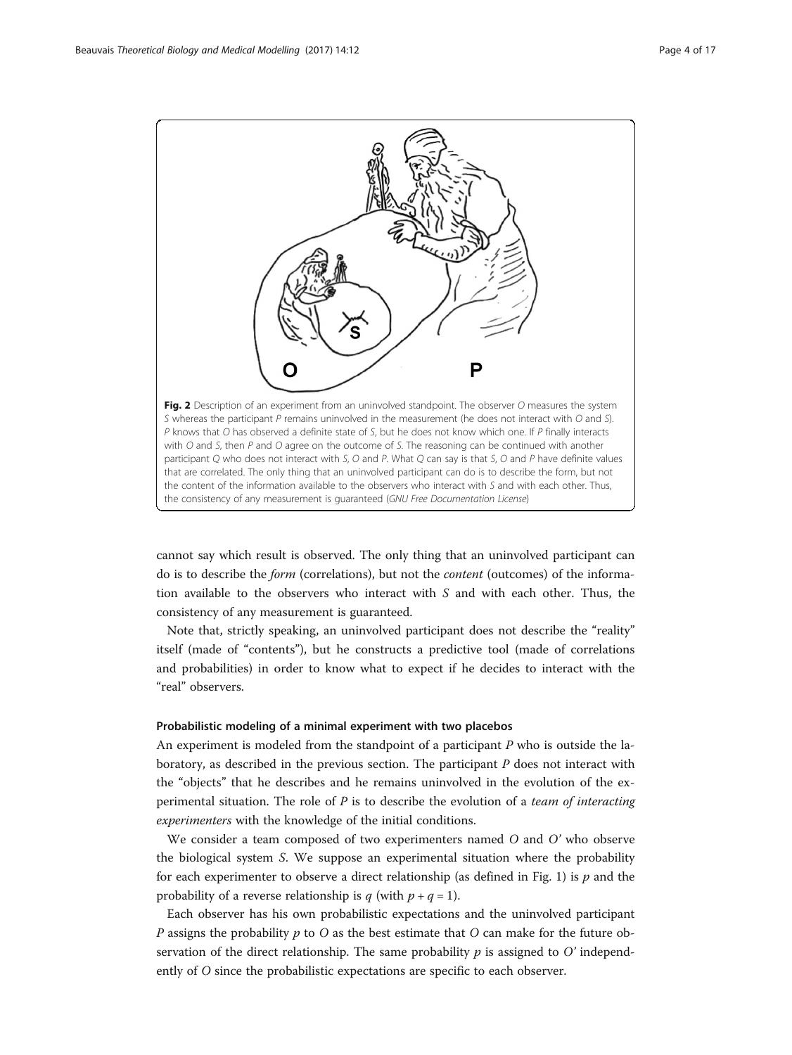Fig. 2 Description of an experiment from an uninvolved standpoint. The observer $O$ measures the system $S$ whereas the participant $P$ remains uninvolved in the measurement (he does not interact with $O$ and $S$). $P$ knows that $O$ has observed a definite state of $S$, but he does not know which one. If $P$ finally interacts with $O$ and $S$, then $P$ and $O$ agree on the outcome of $S$. The reasoning can be continued with another participant $Q$ who does not interact with $S$, $O$ and $P$. What $Q$ can say is that $S$, $O$ and $P$ have definite values that are correlated. The only thing that an uninvolved participant can do is to describe the form, but not the content of the information available to the observers who interact with $S$ and with each other. Thus, the consistency of any measurement is guaranteed (*GNU Free Documentation License*)

cannot say which result is observed. The only thing that an uninvolved participant can do is to describe the *form* (correlations), but not the *content* (outcomes) of the information available to the observers who interact with $S$ and with each other. Thus, the consistency of any measurement is guaranteed.

Note that, strictly speaking, an uninvolved participant does not describe the "reality" itself (made of "contents"), but he constructs a predictive tool (made of correlations and probabilities) in order to know what to expect if he decides to interact with the "real" observers.

### Probabilistic modeling of a minimal experiment with two placebos

An experiment is modeled from the standpoint of a participant $P$ who is outside the laboratory, as described in the previous section. The participant $P$ does not interact with the "objects" that he describes and he remains uninvolved in the evolution of the experimental situation. The role of $P$ is to describe the evolution of a *team of interacting experimenters* with the knowledge of the initial conditions.

We consider a team composed of two experimenters named $O$ and $O'$ who observe the biological system $S$. We suppose an experimental situation where the probability for each experimenter to observe a direct relationship (as defined in Fig. 1) is $p$ and the probability of a reverse relationship is $q$ (with $p + q = 1$).

Each observer has his own probabilistic expectations and the uninvolved participant $P$ assigns the probability $p$ to $O$ as the best estimate that $O$ can make for the future observation of the direct relationship. The same probability $p$ is assigned to $O'$ independently of $O$ since the probabilistic expectations are specific to each observer.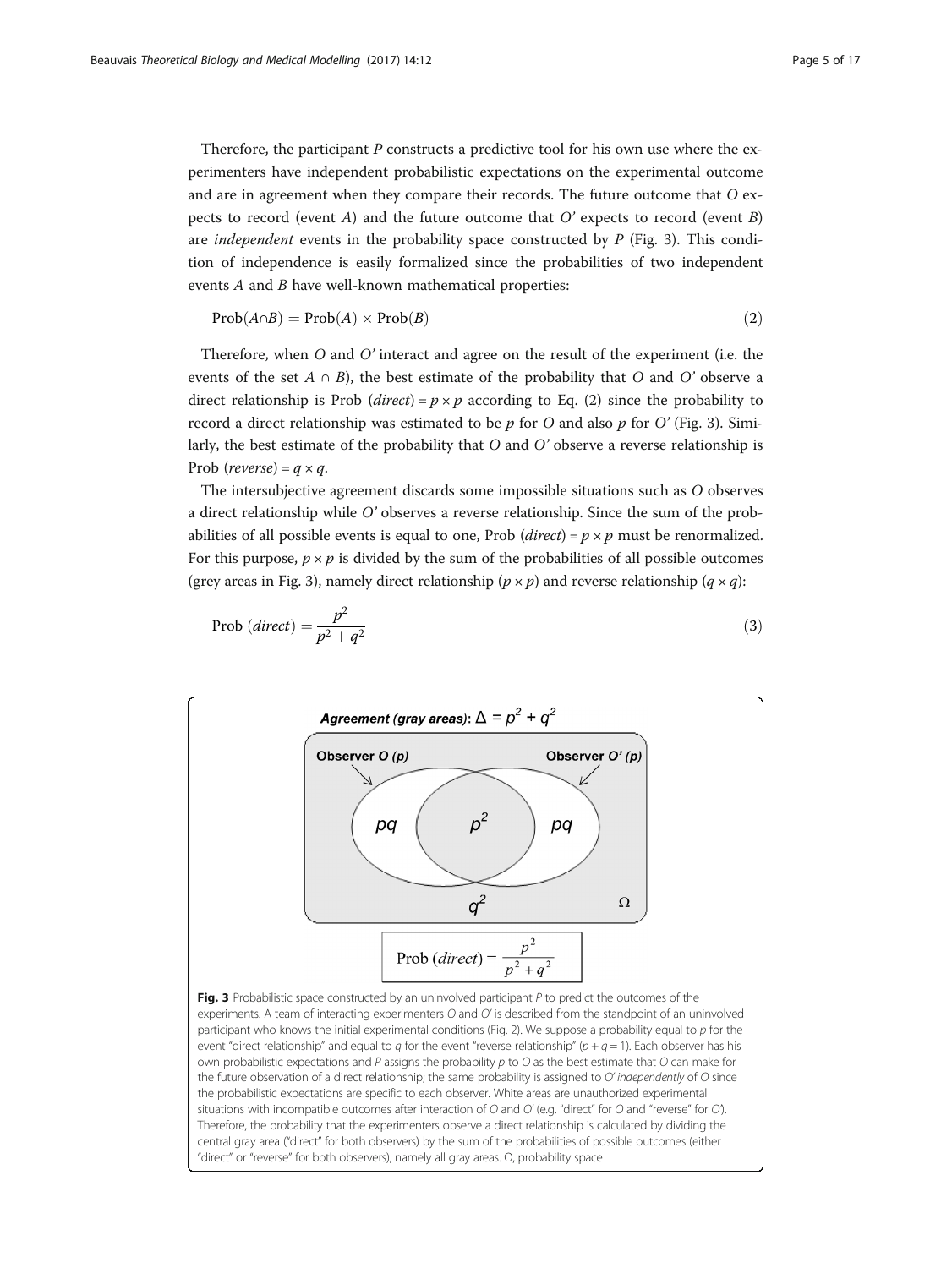Therefore, the participant $P$ constructs a predictive tool for his own use where the experimenters have independent probabilistic expectations on the experimental outcome and are in agreement when they compare their records. The future outcome that $O$ expects to record (event $A$) and the future outcome that $O'$ expects to record (event $B$) are *independent* events in the probability space constructed by $P$ (Fig. 3). This condition of independence is easily formalized since the probabilities of two independent events $A$ and $B$ have well-known mathematical properties:

$$\mathrm{Prob}(A \cap B) = \mathrm{Prob}(A) \times \mathrm{Prob}(B) \tag{2}$$

Therefore, when $O$ and $O'$ interact and agree on the result of the experiment (i.e. the events of the set $A \cap B$), the best estimate of the probability that $O$ and $O'$ observe a direct relationship is Prob $(direct) = p \times p$ according to Eq. (2) since the probability to record a direct relationship was estimated to be $p$ for $O$ and also $p$ for $O'$ (Fig. 3). Similarly, the best estimate of the probability that $O$ and $O'$ observe a reverse relationship is Prob $(reverse) = q \times q$.

The intersubjective agreement discards some impossible situations such as $O$ observes a direct relationship while $O'$ observes a reverse relationship. Since the sum of the probabilities of all possible events is equal to one, Prob $(direct) = p \times p$ must be renormalized. For this purpose, $p \times p$ is divided by the sum of the probabilities of all possible outcomes (grey areas in Fig. 3), namely direct relationship ($p \times p$) and reverse relationship ($q \times q$):

$$\mathrm{Prob}\ (direct) = \frac{p^2}{p^2 + q^2} \tag{3}$$

**Fig. 3** Probabilistic space constructed by an uninvolved participant $P$ to predict the outcomes of the experiments. A team of interacting experimenters $O$ and $O'$ is described from the standpoint of an uninvolved participant who knows the initial experimental conditions (Fig. 2). We suppose a probability equal to $p$ for the event "direct relationship" and equal to $q$ for the event "reverse relationship" ($p + q = 1$). Each observer has his own probabilistic expectations and $P$ assigns the probability $p$ to $O$ as the best estimate that $O$ can make for the future observation of a direct relationship; the same probability is assigned to $O'$ *independently* of $O$ since the probabilistic expectations are specific to each observer. White areas are unauthorized experimental situations with incompatible outcomes after interaction of $O$ and $O'$ (e.g. "direct" for $O$ and "reverse" for $O'$). Therefore, the probability that the experimenters observe a direct relationship is calculated by dividing the central gray area ("direct" for both observers) by the sum of the probabilities of possible outcomes (either "direct" or "reverse" for both observers), namely all gray areas. Ω, probability space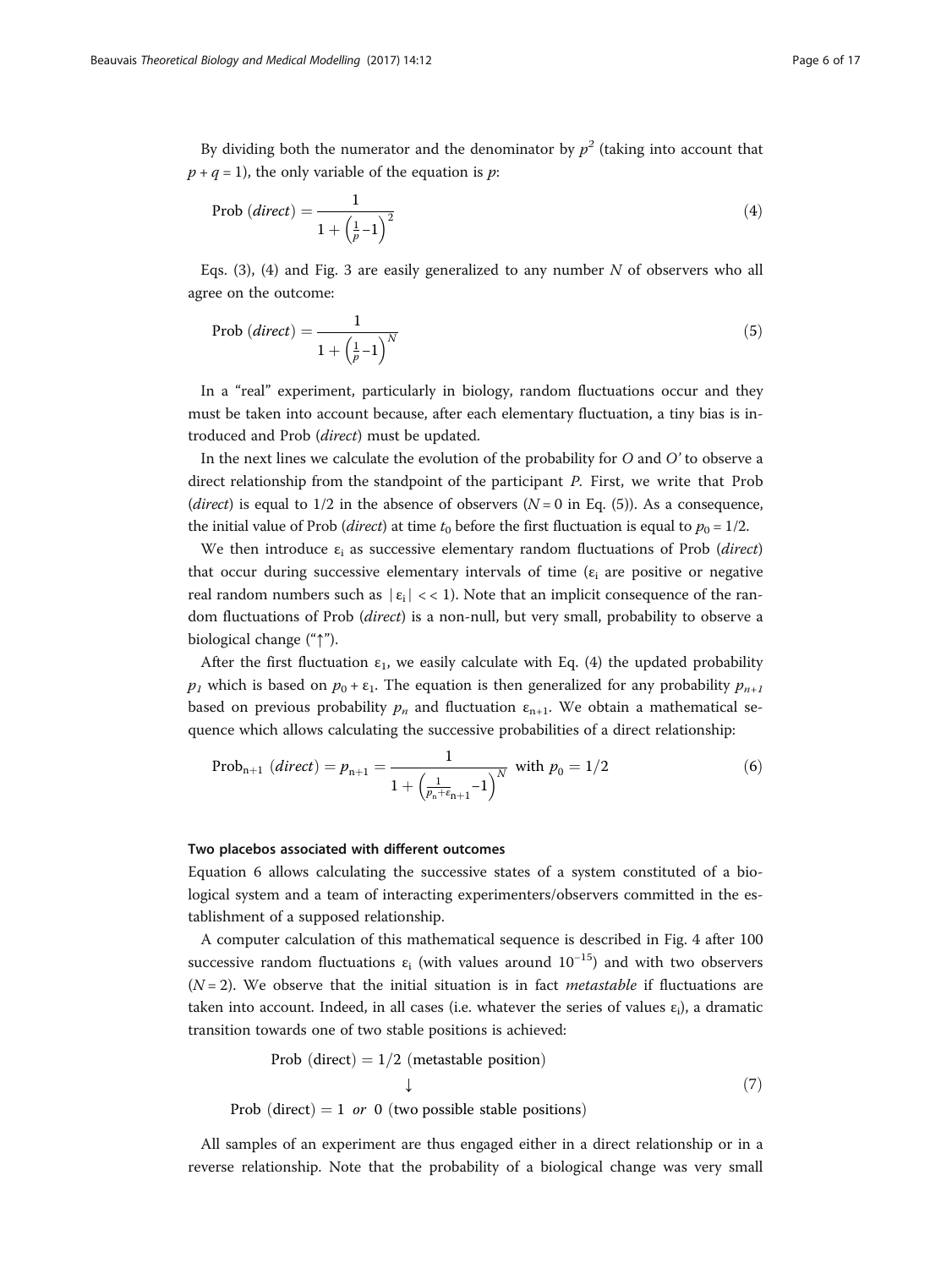By dividing both the numerator and the denominator by $p^2$ (taking into account that $p + q = 1$), the only variable of the equation is $p$:

$$\text{Prob } (direct) = \frac{1}{1 + \left(\frac{1}{p} - 1\right)^2} \tag{4}$$

Eqs. (3), (4) and Fig. 3 are easily generalized to any number $N$ of observers who all agree on the outcome:

$$\text{Prob } (direct) = \frac{1}{1 + \left(\frac{1}{p} - 1\right)^N} \tag{5}$$

In a "real" experiment, particularly in biology, random fluctuations occur and they must be taken into account because, after each elementary fluctuation, a tiny bias is introduced and Prob (*direct*) must be updated.

In the next lines we calculate the evolution of the probability for $O$ and $O'$ to observe a direct relationship from the standpoint of the participant $P$. First, we write that Prob (*direct*) is equal to 1/2 in the absence of observers ($N = 0$ in Eq. (5)). As a consequence, the initial value of Prob (*direct*) at time $t_0$ before the first fluctuation is equal to $p_0 = 1/2$.

We then introduce $\varepsilon_i$ as successive elementary random fluctuations of Prob (*direct*) that occur during successive elementary intervals of time ($\varepsilon_i$ are positive or negative real random numbers such as $|\varepsilon_i| << 1$). Note that an implicit consequence of the random fluctuations of Prob (*direct*) is a non-null, but very small, probability to observe a biological change ("↑").

After the first fluctuation $\varepsilon_1$, we easily calculate with Eq. (4) the updated probability $p_1$ which is based on $p_0 + \varepsilon_1$. The equation is then generalized for any probability $p_{n+1}$ based on previous probability $p_n$ and fluctuation $\varepsilon_{n+1}$. We obtain a mathematical sequence which allows calculating the successive probabilities of a direct relationship:

$$\text{Prob}_{n+1} \ (direct) = p_{n+1} = \frac{1}{1 + \left(\frac{1}{p_n + \varepsilon_{n+1}} - 1\right)^N} \ \text{with } p_0 = 1/2 \tag{6}$$

#### Two placebos associated with different outcomes

Equation 6 allows calculating the successive states of a system constituted of a biological system and a team of interacting experimenters/observers committed in the establishment of a supposed relationship.

A computer calculation of this mathematical sequence is described in Fig. 4 after 100 successive random fluctuations $\varepsilon_i$ (with values around $10^{-15}$) and with two observers ($N = 2$). We observe that the initial situation is in fact *metastable* if fluctuations are taken into account. Indeed, in all cases (i.e. whatever the series of values $\varepsilon_i$), a dramatic transition towards one of two stable positions is achieved:

$$\begin{array}{c} \text{Prob (direct)} = 1/2 \text{ (metastable position)} \\ \downarrow \\ \text{Prob (direct)} = 1 \ \textit{or} \ 0 \text{ (two possible stable positions)} \end{array} \tag{7}$$

All samples of an experiment are thus engaged either in a direct relationship or in a reverse relationship. Note that the probability of a biological change was very small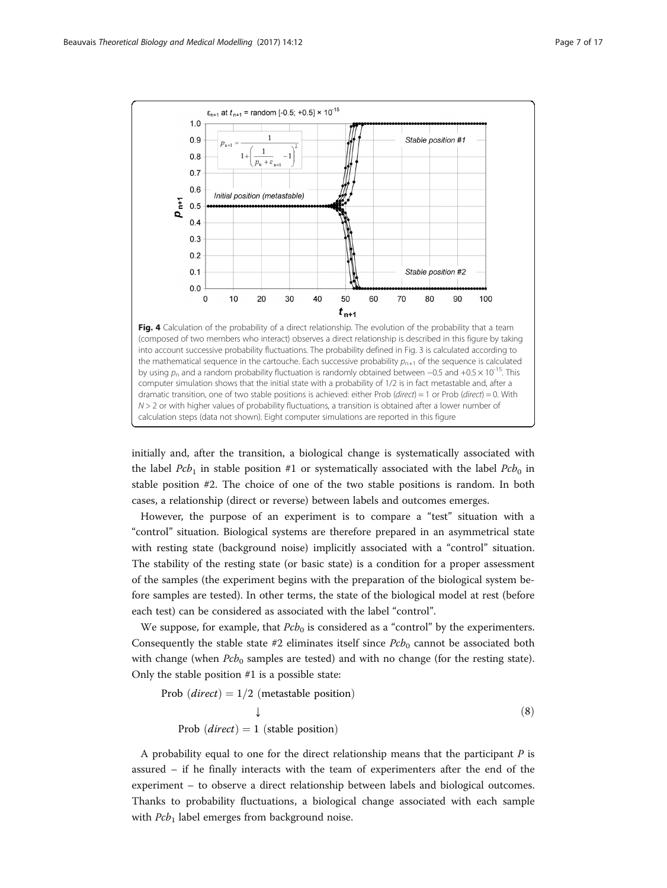Fig. 4 Calculation of the probability of a direct relationship. The evolution of the probability that a team (composed of two members who interact) observes a direct relationship is described in this figure by taking into account successive probability fluctuations. The probability defined in Fig. 3 is calculated according to the mathematical sequence in the cartouche. Each successive probability $p_{n+1}$ of the sequence is calculated by using $p_n$ and a random probability fluctuation is randomly obtained between −0.5 and $+0.5 \times 10^{-15}$. This computer simulation shows that the initial state with a probability of 1/2 is in fact metastable and, after a dramatic transition, one of two stable positions is achieved: either Prob (*direct*) = 1 or Prob (*direct*) = 0. With $N > 2$ or with higher values of probability fluctuations, a transition is obtained after a lower number of calculation steps (data not shown). Eight computer simulations are reported in this figure

initially and, after the transition, a biological change is systematically associated with the label $Pcb_1$ in stable position #1 or systematically associated with the label $Pcb_0$ in stable position #2. The choice of one of the two stable positions is random. In both cases, a relationship (direct or reverse) between labels and outcomes emerges.

However, the purpose of an experiment is to compare a "test" situation with a "control" situation. Biological systems are therefore prepared in an asymmetrical state with resting state (background noise) implicitly associated with a "control" situation. The stability of the resting state (or basic state) is a condition for a proper assessment of the samples (the experiment begins with the preparation of the biological system before samples are tested). In other terms, the state of the biological model at rest (before each test) can be considered as associated with the label "control".

We suppose, for example, that $Pcb_0$ is considered as a "control" by the experimenters. Consequently the stable state #2 eliminates itself since $Pcb_0$ cannot be associated both with change (when $Pcb_0$ samples are tested) and with no change (for the resting state). Only the stable position #1 is a possible state:

$$\begin{array}{c} \text{Prob } (direct) = 1/2 \text{ (metastable position)} \\ \downarrow \\ \text{Prob } (direct) = 1 \text{ (stable position)} \end{array} \tag{8}$$

A probability equal to one for the direct relationship means that the participant $P$ is assured – if he finally interacts with the team of experimenters after the end of the experiment – to observe a direct relationship between labels and biological outcomes. Thanks to probability fluctuations, a biological change associated with each sample with $Pcb_1$ label emerges from background noise.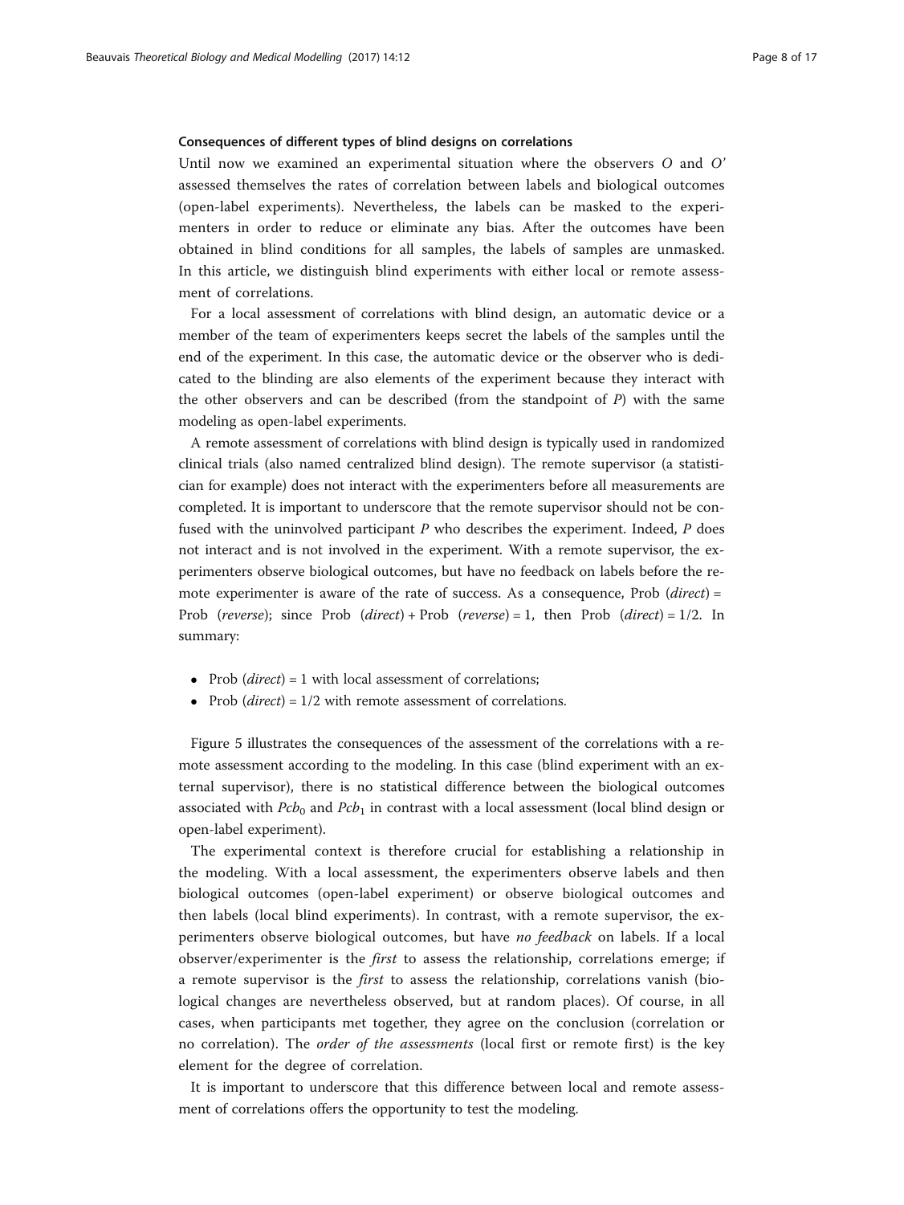#### Consequences of different types of blind designs on correlations

Until now we examined an experimental situation where the observers $O$ and $O'$ assessed themselves the rates of correlation between labels and biological outcomes (open-label experiments). Nevertheless, the labels can be masked to the experimenters in order to reduce or eliminate any bias. After the outcomes have been obtained in blind conditions for all samples, the labels of samples are unmasked. In this article, we distinguish blind experiments with either local or remote assessment of correlations.

For a local assessment of correlations with blind design, an automatic device or a member of the team of experimenters keeps secret the labels of the samples until the end of the experiment. In this case, the automatic device or the observer who is dedicated to the blinding are also elements of the experiment because they interact with the other observers and can be described (from the standpoint of $P$) with the same modeling as open-label experiments.

A remote assessment of correlations with blind design is typically used in randomized clinical trials (also named centralized blind design). The remote supervisor (a statistician for example) does not interact with the experimenters before all measurements are completed. It is important to underscore that the remote supervisor should not be confused with the uninvolved participant $P$ who describes the experiment. Indeed, $P$ does not interact and is not involved in the experiment. With a remote supervisor, the experimenters observe biological outcomes, but have no feedback on labels before the remote experimenter is aware of the rate of success. As a consequence, Prob (*direct*) = Prob (*reverse*); since Prob (*direct*) + Prob (*reverse*) = 1, then Prob (*direct*) = 1/2. In summary:

- Prob (*direct*) = 1 with local assessment of correlations;
- Prob (*direct*) = 1/2 with remote assessment of correlations.

Figure 5 illustrates the consequences of the assessment of the correlations with a remote assessment according to the modeling. In this case (blind experiment with an external supervisor), there is no statistical difference between the biological outcomes associated with $Pcb_0$ and $Pcb_1$ in contrast with a local assessment (local blind design or open-label experiment).

The experimental context is therefore crucial for establishing a relationship in the modeling. With a local assessment, the experimenters observe labels and then biological outcomes (open-label experiment) or observe biological outcomes and then labels (local blind experiments). In contrast, with a remote supervisor, the experimenters observe biological outcomes, but have *no feedback* on labels. If a local observer/experimenter is the *first* to assess the relationship, correlations emerge; if a remote supervisor is the *first* to assess the relationship, correlations vanish (biological changes are nevertheless observed, but at random places). Of course, in all cases, when participants met together, they agree on the conclusion (correlation or no correlation). The *order of the assessments* (local first or remote first) is the key element for the degree of correlation.

It is important to underscore that this difference between local and remote assessment of correlations offers the opportunity to test the modeling.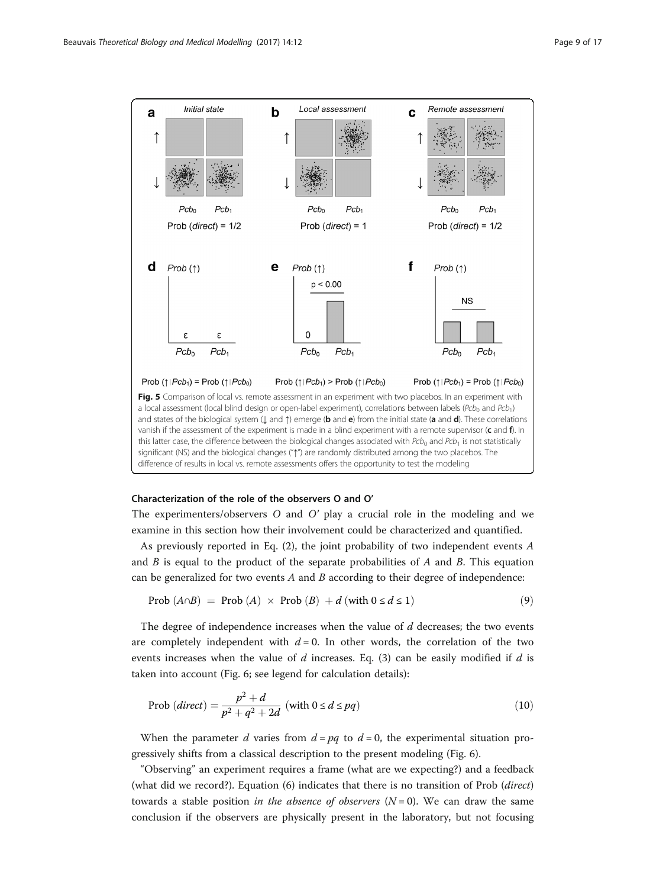**Fig. 5** Comparison of local vs. remote assessment in an experiment with two placebos. In an experiment with a local assessment (local blind design or open-label experiment), correlations between labels ($Pcb_0$ and $Pcb_1$) and states of the biological system (↓ and ↑) emerge (**b** and **e**) from the initial state (**a** and **d**). These correlations vanish if the assessment of the experiment is made in a blind experiment with a remote supervisor (**c** and **f**). In this latter case, the difference between the biological changes associated with $Pcb_0$ and $Pcb_1$ is not statistically significant (NS) and the biological changes ("↑") are randomly distributed among the two placebos. The difference of results in local vs. remote assessments offers the opportunity to test the modeling

### Characterization of the role of the observers O and O′

The experimenters/observers *O* and *O′* play a crucial role in the modeling and we examine in this section how their involvement could be characterized and quantified.

As previously reported in Eq. (2), the joint probability of two independent events *A* and *B* is equal to the product of the separate probabilities of *A* and *B*. This equation can be generalized for two events *A* and *B* according to their degree of independence:

$$\text{Prob}\,(A \cap B) = \text{Prob}\,(A) \times \text{Prob}\,(B) + d \;(\text{with } 0 \le d \le 1) \tag{9}$$

The degree of independence increases when the value of $d$ decreases; the two events are completely independent with $d = 0$. In other words, the correlation of the two events increases when the value of $d$ increases. Eq. (3) can be easily modified if $d$ is taken into account (Fig. 6; see legend for calculation details):

$$\text{Prob}\,(direct) = \frac{p^2 + d}{p^2 + q^2 + 2d} \;(\text{with } 0 \le d \le pq) \tag{10}$$

When the parameter $d$ varies from $d = pq$ to $d = 0$, the experimental situation progressively shifts from a classical description to the present modeling (Fig. 6).

"Observing" an experiment requires a frame (what are we expecting?) and a feedback (what did we record?). Equation (6) indicates that there is no transition of Prob (*direct*) towards a stable position *in the absence of observers* ($N = 0$). We can draw the same conclusion if the observers are physically present in the laboratory, but not focusing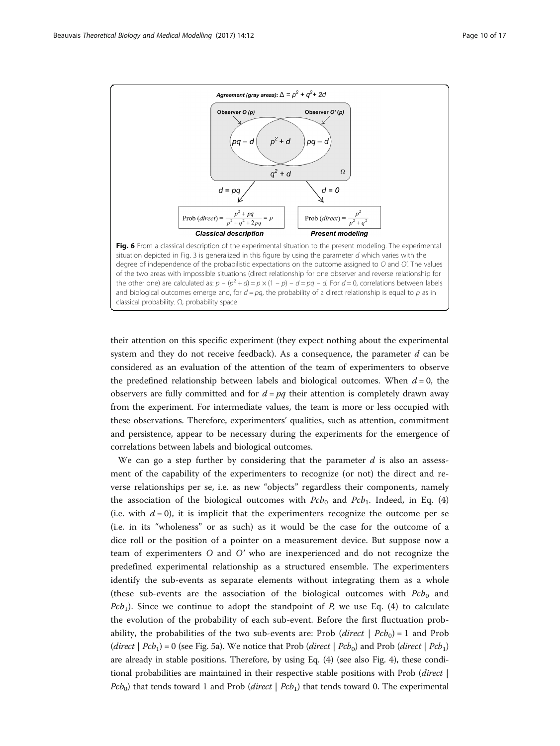Agreement (gray areas): $\Delta = p^2 + q^2 + 2d$

Observer O (p)

Observer O′ (p)

$pq - d$

$p^2 + d$

$pq - d$

$q^2 + d$

Ω

$d = pq$

$d = 0$

$$\text{Prob}(direct) = \frac{p^2 + pq}{p^2 + q^2 + 2pq} = p$$

**Classical description**

$$\text{Prob}(direct) = \frac{p^2}{p^2 + q^2}$$

**Present modeling**

**Fig. 6** From a classical description of the experimental situation to the present modeling. The experimental situation depicted in Fig. 3 is generalized in this figure by using the parameter $d$ which varies with the degree of independence of the probabilistic expectations on the outcome assigned to $O$ and $O'$. The values of the two areas with impossible situations (direct relationship for one observer and reverse relationship for the other one) are calculated as: $p - (p^2 + d) = p \times (1 - p) - d = pq - d$. For $d = 0$, correlations between labels and biological outcomes emerge and, for $d = pq$, the probability of a direct relationship is equal to $p$ as in classical probability. Ω, probability space

their attention on this specific experiment (they expect nothing about the experimental system and they do not receive feedback). As a consequence, the parameter $d$ can be considered as an evaluation of the attention of the team of experimenters to observe the predefined relationship between labels and biological outcomes. When $d = 0$, the observers are fully committed and for $d = pq$ their attention is completely drawn away from the experiment. For intermediate values, the team is more or less occupied with these observations. Therefore, experimenters' qualities, such as attention, commitment and persistence, appear to be necessary during the experiments for the emergence of correlations between labels and biological outcomes.

We can go a step further by considering that the parameter $d$ is also an assessment of the capability of the experimenters to recognize (or not) the direct and reverse relationships per se, i.e. as new "objects" regardless their components, namely the association of the biological outcomes with $Pcb_0$ and $Pcb_1$. Indeed, in Eq. (4) (i.e. with $d = 0$), it is implicit that the experimenters recognize the outcome per se (i.e. in its "wholeness" or as such) as it would be the case for the outcome of a dice roll or the position of a pointer on a measurement device. But suppose now a team of experimenters $O$ and $O'$ who are inexperienced and do not recognize the predefined experimental relationship as a structured ensemble. The experimenters identify the sub-events as separate elements without integrating them as a whole (these sub-events are the association of the biological outcomes with $Pcb_0$ and $Pcb_1$). Since we continue to adopt the standpoint of $P$, we use Eq. (4) to calculate the evolution of the probability of each sub-event. Before the first fluctuation probability, the probabilities of the two sub-events are: Prob ($direct \mid Pcb_0$) = 1 and Prob ($direct \mid Pcb_1$) = 0 (see Fig. 5a). We notice that Prob ($direct \mid Pcb_0$) and Prob ($direct \mid Pcb_1$) are already in stable positions. Therefore, by using Eq. (4) (see also Fig. 4), these conditional probabilities are maintained in their respective stable positions with Prob ($direct \mid Pcb_0$) that tends toward 1 and Prob ($direct \mid Pcb_1$) that tends toward 0. The experimental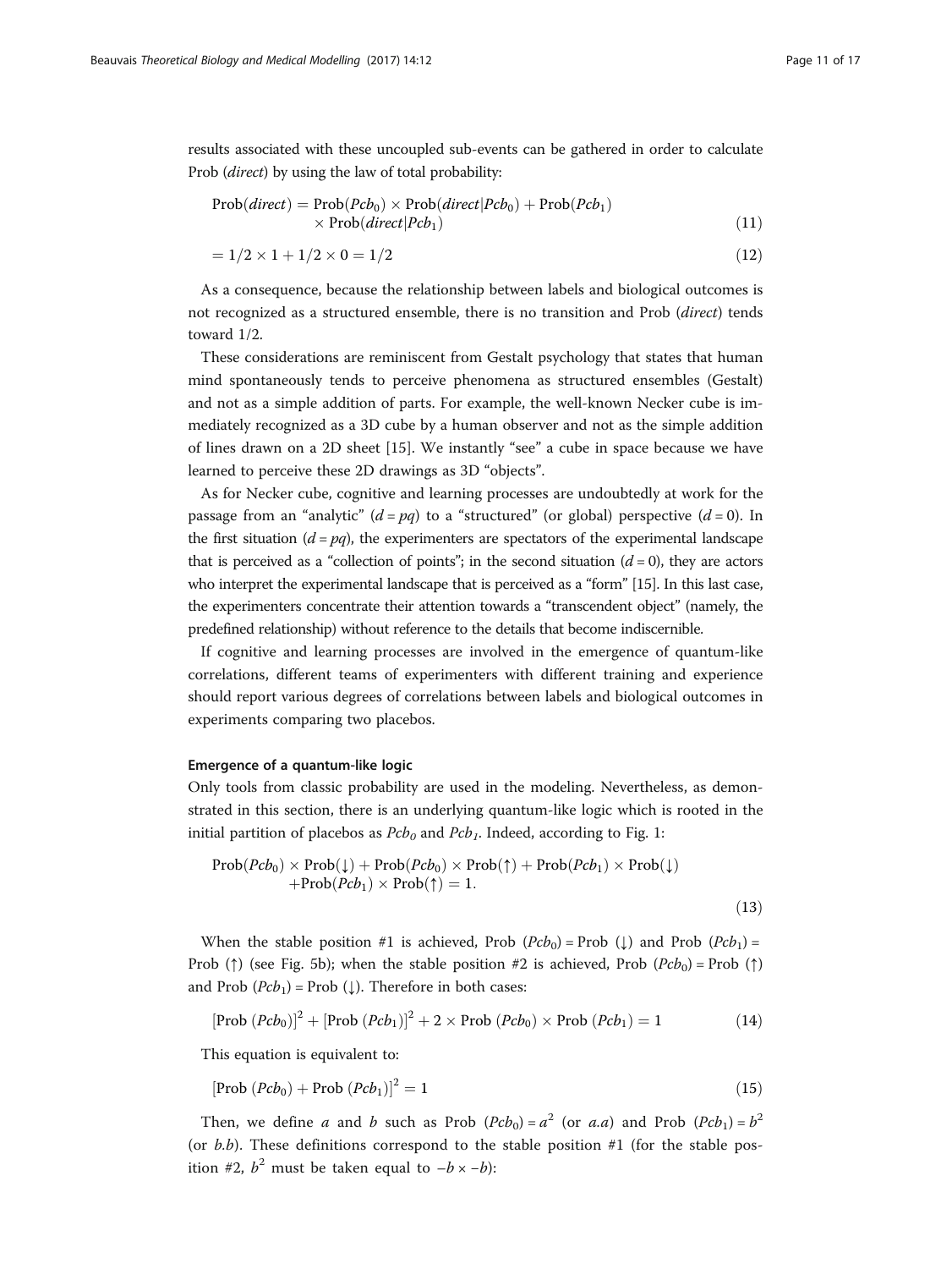results associated with these uncoupled sub-events can be gathered in order to calculate Prob (*direct*) by using the law of total probability:

$$\text{Prob}(direct) = \text{Prob}(Pcb_0) \times \text{Prob}(direct|Pcb_0) + \text{Prob}(Pcb_1) \times \text{Prob}(direct|Pcb_1) \tag{11}$$

$$= 1/2 \times 1 + 1/2 \times 0 = 1/2 \tag{12}$$

As a consequence, because the relationship between labels and biological outcomes is not recognized as a structured ensemble, there is no transition and Prob (*direct*) tends toward 1/2.

These considerations are reminiscent from Gestalt psychology that states that human mind spontaneously tends to perceive phenomena as structured ensembles (Gestalt) and not as a simple addition of parts. For example, the well-known Necker cube is immediately recognized as a 3D cube by a human observer and not as the simple addition of lines drawn on a 2D sheet [15]. We instantly "see" a cube in space because we have learned to perceive these 2D drawings as 3D "objects".

As for Necker cube, cognitive and learning processes are undoubtedly at work for the passage from an "analytic" ($d = pq$) to a "structured" (or global) perspective ($d = 0$). In the first situation ($d = pq$), the experimenters are spectators of the experimental landscape that is perceived as a "collection of points"; in the second situation ($d = 0$), they are actors who interpret the experimental landscape that is perceived as a "form" [15]. In this last case, the experimenters concentrate their attention towards a "transcendent object" (namely, the predefined relationship) without reference to the details that become indiscernible.

If cognitive and learning processes are involved in the emergence of quantum-like correlations, different teams of experimenters with different training and experience should report various degrees of correlations between labels and biological outcomes in experiments comparing two placebos.

#### Emergence of a quantum-like logic

Only tools from classic probability are used in the modeling. Nevertheless, as demonstrated in this section, there is an underlying quantum-like logic which is rooted in the initial partition of placebos as $Pcb_0$ and $Pcb_1$. Indeed, according to Fig. 1:

$$\text{Prob}(Pcb_0) \times \text{Prob}(\downarrow) + \text{Prob}(Pcb_0) \times \text{Prob}(\uparrow) + \text{Prob}(Pcb_1) \times \text{Prob}(\downarrow) + \text{Prob}(Pcb_1) \times \text{Prob}(\uparrow) = 1. \tag{13}$$

When the stable position #1 is achieved, Prob $(Pcb_0)$ = Prob $(\downarrow)$ and Prob $(Pcb_1)$ = Prob $(\uparrow)$ (see Fig. 5b); when the stable position #2 is achieved, Prob $(Pcb_0)$ = Prob $(\uparrow)$ and Prob $(Pcb_1)$ = Prob $(\downarrow)$. Therefore in both cases:

$$[\text{Prob}\ (Pcb_0)]^2 + [\text{Prob}\ (Pcb_1)]^2 + 2 \times \text{Prob}\ (Pcb_0) \times \text{Prob}\ (Pcb_1) = 1 \tag{14}$$

This equation is equivalent to:

$$[\text{Prob}\ (Pcb_0) + \text{Prob}\ (Pcb_1)]^2 = 1 \tag{15}$$

Then, we define $a$ and $b$ such as Prob $(Pcb_0) = a^2$ (or $a.a$) and Prob $(Pcb_1) = b^2$ (or $b.b$). These definitions correspond to the stable position #1 (for the stable position #2, $b^2$ must be taken equal to $-b \times -b$):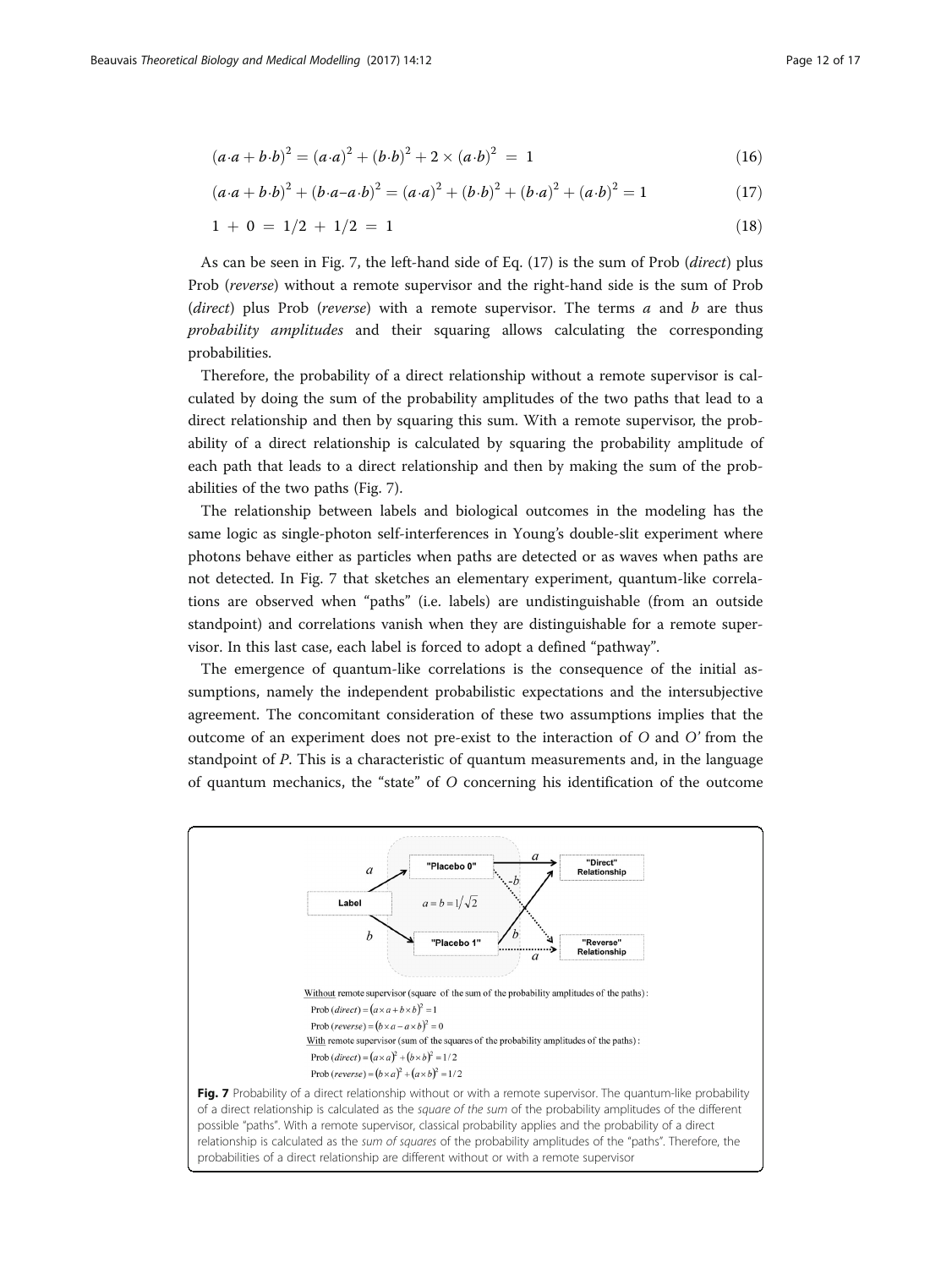$$(a \cdot a + b \cdot b)^2 = (a \cdot a)^2 + (b \cdot b)^2 + 2 \times (a \cdot b)^2 = 1 \tag{16}$$

$$(a \cdot a + b \cdot b)^2 + (b \cdot a - a \cdot b)^2 = (a \cdot a)^2 + (b \cdot b)^2 + (b \cdot a)^2 + (a \cdot b)^2 = 1 \tag{17}$$

$$1 + 0 = 1/2 + 1/2 = 1 \tag{18}$$

As can be seen in Fig. 7, the left-hand side of Eq. (17) is the sum of Prob (*direct*) plus Prob (*reverse*) without a remote supervisor and the right-hand side is the sum of Prob (*direct*) plus Prob (*reverse*) with a remote supervisor. The terms $a$ and $b$ are thus *probability amplitudes* and their squaring allows calculating the corresponding probabilities.

Therefore, the probability of a direct relationship without a remote supervisor is calculated by doing the sum of the probability amplitudes of the two paths that lead to a direct relationship and then by squaring this sum. With a remote supervisor, the probability of a direct relationship is calculated by squaring the probability amplitude of each path that leads to a direct relationship and then by making the sum of the probabilities of the two paths (Fig. 7).

The relationship between labels and biological outcomes in the modeling has the same logic as single-photon self-interferences in Young's double-slit experiment where photons behave either as particles when paths are detected or as waves when paths are not detected. In Fig. 7 that sketches an elementary experiment, quantum-like correlations are observed when "paths" (i.e. labels) are undistinguishable (from an outside standpoint) and correlations vanish when they are distinguishable for a remote supervisor. In this last case, each label is forced to adopt a defined "pathway".

The emergence of quantum-like correlations is the consequence of the initial assumptions, namely the independent probabilistic expectations and the intersubjective agreement. The concomitant consideration of these two assumptions implies that the outcome of an experiment does not pre-exist to the interaction of $O$ and $O'$ from the standpoint of $P$. This is a characteristic of quantum measurements and, in the language of quantum mechanics, the "state" of $O$ concerning his identification of the outcome

Without remote supervisor (square of the sum of the probability amplitudes of the paths):

$\text{Prob}(direct) = (a \times a + b \times b)^2 = 1$

$\text{Prob}(reverse) = (b \times a - a \times b)^2 = 0$

With remote supervisor (sum of the squares of the probability amplitudes of the paths):

$\text{Prob}(direct) = (a \times a)^2 + (b \times b)^2 = 1/2$

$\text{Prob}(reverse) = (b \times a)^2 + (a \times b)^2 = 1/2$

**Fig. 7** Probability of a direct relationship without or with a remote supervisor. The quantum-like probability of a direct relationship is calculated as the *square of the sum* of the probability amplitudes of the different possible "paths". With a remote supervisor, classical probability applies and the probability of a direct relationship is calculated as the *sum of squares* of the probability amplitudes of the "paths". Therefore, the probabilities of a direct relationship are different without or with a remote supervisor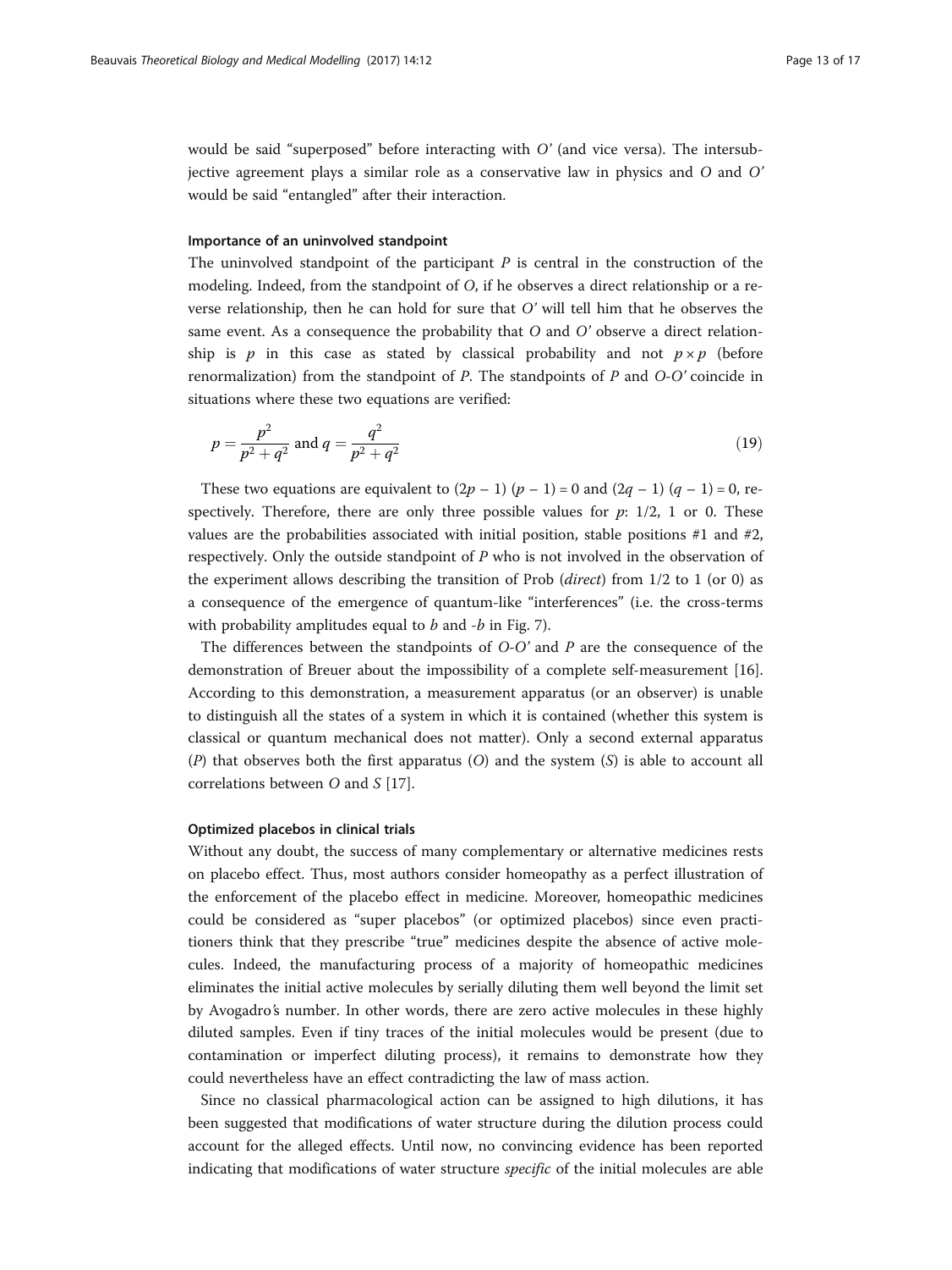would be said "superposed" before interacting with $O'$ (and vice versa). The intersubjective agreement plays a similar role as a conservative law in physics and $O$ and $O'$ would be said "entangled" after their interaction.

### Importance of an uninvolved standpoint

The uninvolved standpoint of the participant $P$ is central in the construction of the modeling. Indeed, from the standpoint of $O$, if he observes a direct relationship or a reverse relationship, then he can hold for sure that $O'$ will tell him that he observes the same event. As a consequence the probability that $O$ and $O'$ observe a direct relationship is $p$ in this case as stated by classical probability and not $p \times p$ (before renormalization) from the standpoint of $P$. The standpoints of $P$ and $O$-$O'$ coincide in situations where these two equations are verified:

$$p = \frac{p^2}{p^2 + q^2} \text{ and } q = \frac{q^2}{p^2 + q^2} \tag{19}$$

These two equations are equivalent to $(2p - 1)(p - 1) = 0$ and $(2q - 1)(q - 1) = 0$, respectively. Therefore, there are only three possible values for $p$: 1/2, 1 or 0. These values are the probabilities associated with initial position, stable positions #1 and #2, respectively. Only the outside standpoint of $P$ who is not involved in the observation of the experiment allows describing the transition of Prob (*direct*) from 1/2 to 1 (or 0) as a consequence of the emergence of quantum-like "interferences" (i.e. the cross-terms with probability amplitudes equal to $b$ and $-b$ in Fig. 7).

The differences between the standpoints of $O$-$O'$ and $P$ are the consequence of the demonstration of Breuer about the impossibility of a complete self-measurement [16]. According to this demonstration, a measurement apparatus (or an observer) is unable to distinguish all the states of a system in which it is contained (whether this system is classical or quantum mechanical does not matter). Only a second external apparatus ($P$) that observes both the first apparatus ($O$) and the system ($S$) is able to account all correlations between $O$ and $S$ [17].

### Optimized placebos in clinical trials

Without any doubt, the success of many complementary or alternative medicines rests on placebo effect. Thus, most authors consider homeopathy as a perfect illustration of the enforcement of the placebo effect in medicine. Moreover, homeopathic medicines could be considered as "super placebos" (or optimized placebos) since even practitioners think that they prescribe "true" medicines despite the absence of active molecules. Indeed, the manufacturing process of a majority of homeopathic medicines eliminates the initial active molecules by serially diluting them well beyond the limit set by Avogadro's number. In other words, there are zero active molecules in these highly diluted samples. Even if tiny traces of the initial molecules would be present (due to contamination or imperfect diluting process), it remains to demonstrate how they could nevertheless have an effect contradicting the law of mass action.

Since no classical pharmacological action can be assigned to high dilutions, it has been suggested that modifications of water structure during the dilution process could account for the alleged effects. Until now, no convincing evidence has been reported indicating that modifications of water structure *specific* of the initial molecules are able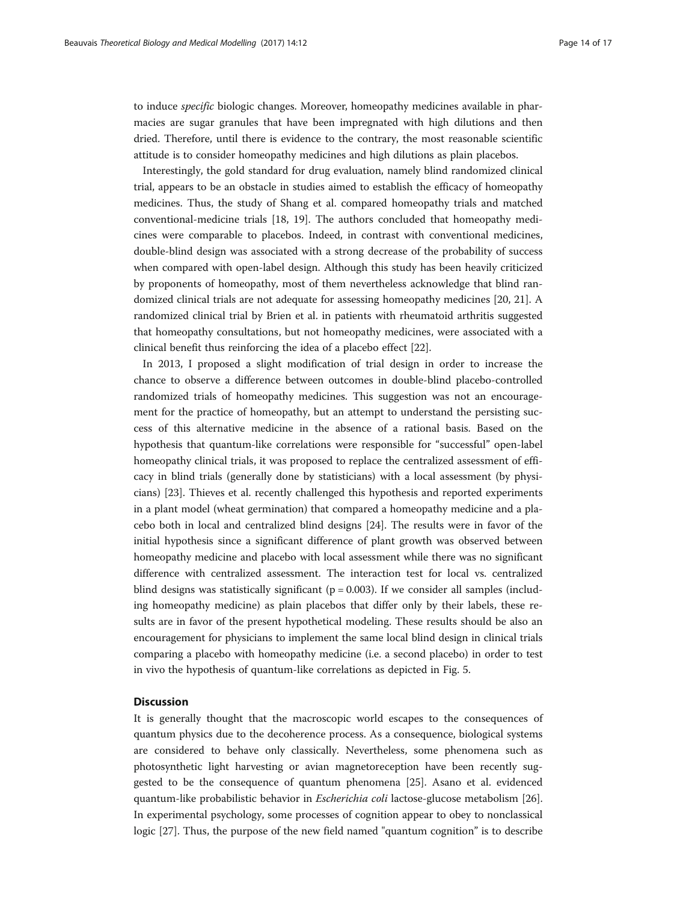to induce *specific* biologic changes. Moreover, homeopathy medicines available in pharmacies are sugar granules that have been impregnated with high dilutions and then dried. Therefore, until there is evidence to the contrary, the most reasonable scientific attitude is to consider homeopathy medicines and high dilutions as plain placebos.

Interestingly, the gold standard for drug evaluation, namely blind randomized clinical trial, appears to be an obstacle in studies aimed to establish the efficacy of homeopathy medicines. Thus, the study of Shang et al. compared homeopathy trials and matched conventional-medicine trials [18, 19]. The authors concluded that homeopathy medicines were comparable to placebos. Indeed, in contrast with conventional medicines, double-blind design was associated with a strong decrease of the probability of success when compared with open-label design. Although this study has been heavily criticized by proponents of homeopathy, most of them nevertheless acknowledge that blind randomized clinical trials are not adequate for assessing homeopathy medicines [20, 21]. A randomized clinical trial by Brien et al. in patients with rheumatoid arthritis suggested that homeopathy consultations, but not homeopathy medicines, were associated with a clinical benefit thus reinforcing the idea of a placebo effect [22].

In 2013, I proposed a slight modification of trial design in order to increase the chance to observe a difference between outcomes in double-blind placebo-controlled randomized trials of homeopathy medicines. This suggestion was not an encouragement for the practice of homeopathy, but an attempt to understand the persisting success of this alternative medicine in the absence of a rational basis. Based on the hypothesis that quantum-like correlations were responsible for "successful" open-label homeopathy clinical trials, it was proposed to replace the centralized assessment of efficacy in blind trials (generally done by statisticians) with a local assessment (by physicians) [23]. Thieves et al. recently challenged this hypothesis and reported experiments in a plant model (wheat germination) that compared a homeopathy medicine and a placebo both in local and centralized blind designs [24]. The results were in favor of the initial hypothesis since a significant difference of plant growth was observed between homeopathy medicine and placebo with local assessment while there was no significant difference with centralized assessment. The interaction test for local vs. centralized blind designs was statistically significant ($p = 0.003$). If we consider all samples (including homeopathy medicine) as plain placebos that differ only by their labels, these results are in favor of the present hypothetical modeling. These results should be also an encouragement for physicians to implement the same local blind design in clinical trials comparing a placebo with homeopathy medicine (i.e. a second placebo) in order to test in vivo the hypothesis of quantum-like correlations as depicted in Fig. 5.

## Discussion

It is generally thought that the macroscopic world escapes to the consequences of quantum physics due to the decoherence process. As a consequence, biological systems are considered to behave only classically. Nevertheless, some phenomena such as photosynthetic light harvesting or avian magnetoreception have been recently suggested to be the consequence of quantum phenomena [25]. Asano et al. evidenced quantum-like probabilistic behavior in *Escherichia coli* lactose-glucose metabolism [26]. In experimental psychology, some processes of cognition appear to obey to nonclassical logic [27]. Thus, the purpose of the new field named "quantum cognition" is to describe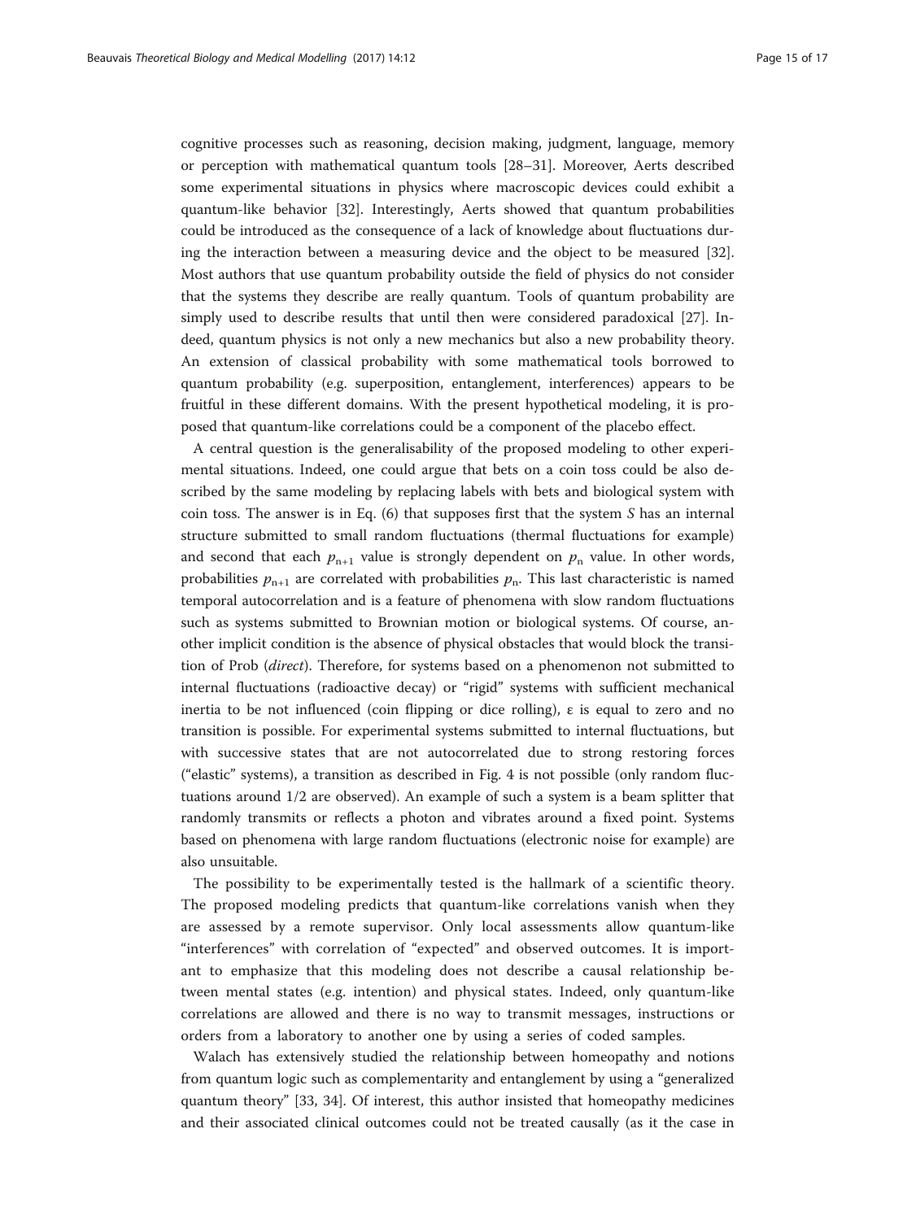cognitive processes such as reasoning, decision making, judgment, language, memory or perception with mathematical quantum tools [28–31]. Moreover, Aerts described some experimental situations in physics where macroscopic devices could exhibit a quantum-like behavior [32]. Interestingly, Aerts showed that quantum probabilities could be introduced as the consequence of a lack of knowledge about fluctuations during the interaction between a measuring device and the object to be measured [32]. Most authors that use quantum probability outside the field of physics do not consider that the systems they describe are really quantum. Tools of quantum probability are simply used to describe results that until then were considered paradoxical [27]. Indeed, quantum physics is not only a new mechanics but also a new probability theory. An extension of classical probability with some mathematical tools borrowed to quantum probability (e.g. superposition, entanglement, interferences) appears to be fruitful in these different domains. With the present hypothetical modeling, it is proposed that quantum-like correlations could be a component of the placebo effect.

A central question is the generalisability of the proposed modeling to other experimental situations. Indeed, one could argue that bets on a coin toss could be also described by the same modeling by replacing labels with bets and biological system with coin toss. The answer is in Eq. (6) that supposes first that the system *S* has an internal structure submitted to small random fluctuations (thermal fluctuations for example) and second that each $p_{n+1}$ value is strongly dependent on $p_n$ value. In other words, probabilities $p_{n+1}$ are correlated with probabilities $p_n$. This last characteristic is named temporal autocorrelation and is a feature of phenomena with slow random fluctuations such as systems submitted to Brownian motion or biological systems. Of course, another implicit condition is the absence of physical obstacles that would block the transition of Prob (*direct*). Therefore, for systems based on a phenomenon not submitted to internal fluctuations (radioactive decay) or "rigid" systems with sufficient mechanical inertia to be not influenced (coin flipping or dice rolling), ε is equal to zero and no transition is possible. For experimental systems submitted to internal fluctuations, but with successive states that are not autocorrelated due to strong restoring forces ("elastic" systems), a transition as described in Fig. 4 is not possible (only random fluctuations around 1/2 are observed). An example of such a system is a beam splitter that randomly transmits or reflects a photon and vibrates around a fixed point. Systems based on phenomena with large random fluctuations (electronic noise for example) are also unsuitable.

The possibility to be experimentally tested is the hallmark of a scientific theory. The proposed modeling predicts that quantum-like correlations vanish when they are assessed by a remote supervisor. Only local assessments allow quantum-like "interferences" with correlation of "expected" and observed outcomes. It is important to emphasize that this modeling does not describe a causal relationship between mental states (e.g. intention) and physical states. Indeed, only quantum-like correlations are allowed and there is no way to transmit messages, instructions or orders from a laboratory to another one by using a series of coded samples.

Walach has extensively studied the relationship between homeopathy and notions from quantum logic such as complementarity and entanglement by using a "generalized quantum theory" [33, 34]. Of interest, this author insisted that homeopathy medicines and their associated clinical outcomes could not be treated causally (as it the case in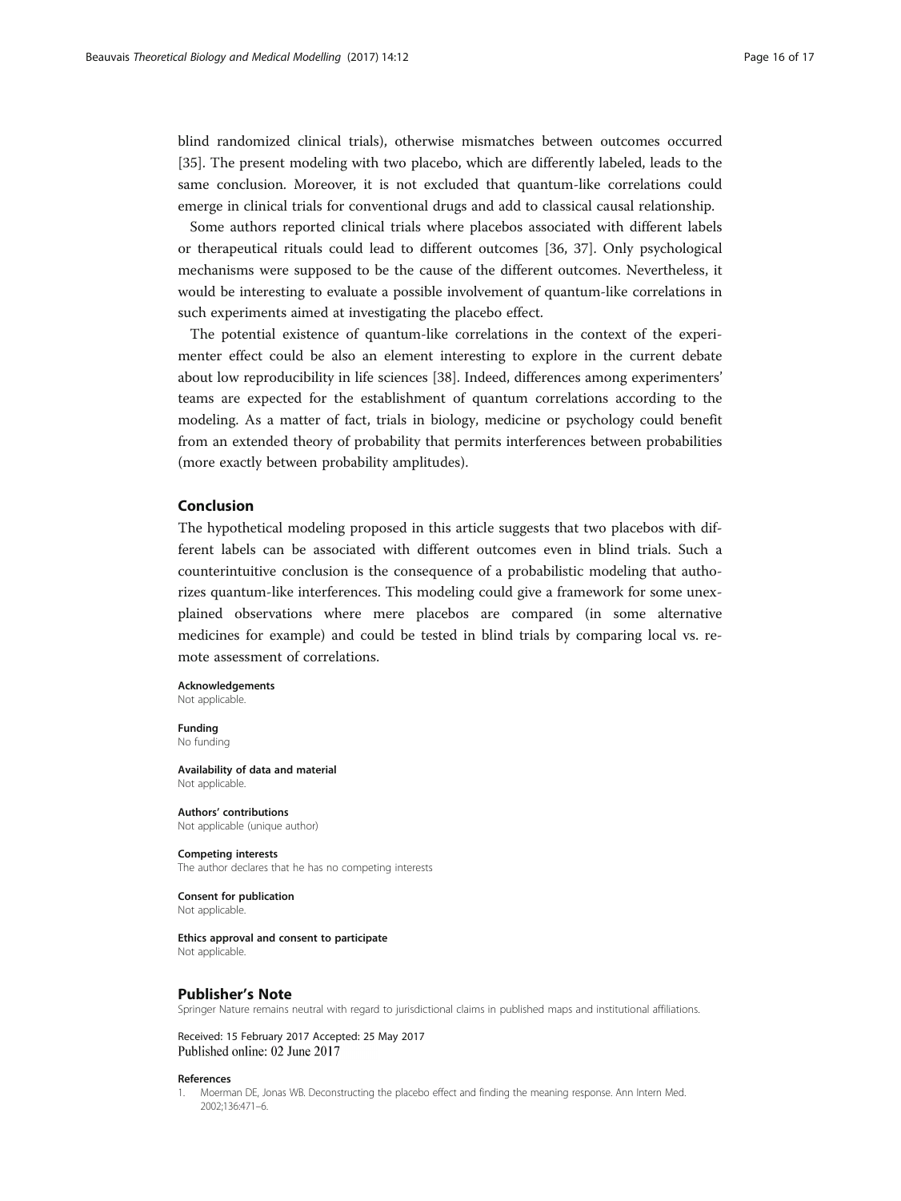blind randomized clinical trials), otherwise mismatches between outcomes occurred [35]. The present modeling with two placebo, which are differently labeled, leads to the same conclusion. Moreover, it is not excluded that quantum-like correlations could emerge in clinical trials for conventional drugs and add to classical causal relationship.

Some authors reported clinical trials where placebos associated with different labels or therapeutical rituals could lead to different outcomes [36, 37]. Only psychological mechanisms were supposed to be the cause of the different outcomes. Nevertheless, it would be interesting to evaluate a possible involvement of quantum-like correlations in such experiments aimed at investigating the placebo effect.

The potential existence of quantum-like correlations in the context of the experimenter effect could be also an element interesting to explore in the current debate about low reproducibility in life sciences [38]. Indeed, differences among experimenters' teams are expected for the establishment of quantum correlations according to the modeling. As a matter of fact, trials in biology, medicine or psychology could benefit from an extended theory of probability that permits interferences between probabilities (more exactly between probability amplitudes).

## Conclusion

The hypothetical modeling proposed in this article suggests that two placebos with different labels can be associated with different outcomes even in blind trials. Such a counterintuitive conclusion is the consequence of a probabilistic modeling that authorizes quantum-like interferences. This modeling could give a framework for some unexplained observations where mere placebos are compared (in some alternative medicines for example) and could be tested in blind trials by comparing local vs. remote assessment of correlations.

**Acknowledgements**
Not applicable.

**Funding**
No funding

**Availability of data and material**
Not applicable.

**Authors' contributions**
Not applicable (unique author)

**Competing interests**
The author declares that he has no competing interests

**Consent for publication**
Not applicable.

**Ethics approval and consent to participate**
Not applicable.

## Publisher's Note

Springer Nature remains neutral with regard to jurisdictional claims in published maps and institutional affiliations.

Received: 15 February 2017 Accepted: 25 May 2017
Published online: 02 June 2017

**References**

1. Moerman DE, Jonas WB. Deconstructing the placebo effect and finding the meaning response. Ann Intern Med. 2002;136:471–6.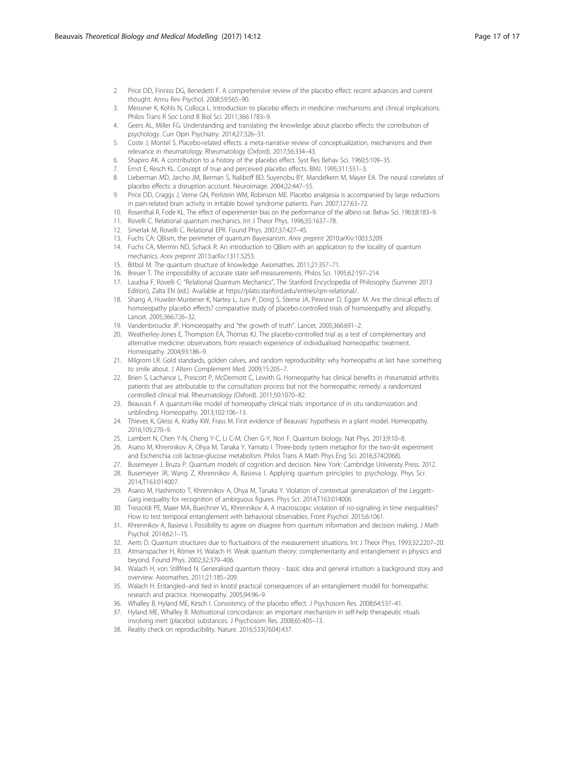2. Price DD, Finniss DG, Benedetti F. A comprehensive review of the placebo effect: recent advances and current thought. Annu Rev Psychol. 2008;59:565–90.
3. Meissner K, Kohls N, Colloca L. Introduction to placebo effects in medicine: mechanisms and clinical implications. Philos Trans R Soc Lond B Biol Sci. 2011;366:1783–9.
4. Geers AL, Miller FG. Understanding and translating the knowledge about placebo effects: the contribution of psychology. Curr Opin Psychiatry. 2014;27:326–31.
5. Coste J, Montel S. Placebo-related effects: a meta-narrative review of conceptualization, mechanisms and their relevance in rheumatology. Rheumatology (Oxford). 2017;56:334–43.
6. Shapiro AK. A contribution to a history of the placebo effect. Syst Res Behav Sci. 1960;5:109–35.
7. Ernst E, Resch KL. Concept of true and perceived placebo effects. BMJ. 1995;311:551–3.
8. Lieberman MD, Jarcho JM, Berman S, Naliboff BD, Suyenobu BY, Mandelkern M, Mayer EA. The neural correlates of placebo effects: a disruption account. Neuroimage. 2004;22:447–55.
9. Price DD, Craggs J, Verne GN, Perlstein WM, Robinson ME. Placebo analgesia is accompanied by large reductions in pain-related brain activity in irritable bowel syndrome patients. Pain. 2007;127:63–72.
10. Rosenthal R, Fode KL. The effect of experimenter bias on the performance of the albino rat. Behav Sci. 1963;8:183–9.
11. Rovelli C. Relational quantum mechanics. Int J Theor Phys. 1996;35:1637–78.
12. Smerlak M, Rovelli C. Relational EPR. Found Phys. 2007;37:427–45.
13. Fuchs CA: QBism, the perimeter of quantum Bayesianism. *Arxiv preprint* 2010:arXiv:1003.5209.
14. Fuchs CA, Mermin ND, Schack R: An introduction to QBism with an application to the locality of quantum mechanics. *Arxiv preprint* 2013:arXiv:1311.5253.
15. Bitbol M. The quantum structure of knowledge. Axiomathes. 2011;21:357–71.
16. Breuer T. The impossibility of accurate state self-measurements. Philos Sci. 1995;62:197–214.
17. Laudisa F, Rovelli C: "Relational Quantum Mechanics", The Stanford Encyclopedia of Philosophy (Summer 2013 Edition), Zalta EN (ed.). Available at https://plato.stanford.edu/entries/qm-relational/.
18. Shang A, Huwiler-Muntener K, Nartey L, Juni P, Dorig S, Sterne JA, Pewsner D, Egger M. Are the clinical effects of homoeopathy placebo effects? comparative study of placebo-controlled trials of homoeopathy and allopathy. Lancet. 2005;366:726–32.
19. Vandenbroucke JP. Homoeopathy and "the growth of truth". Lancet. 2005;366:691–2.
20. Weatherley-Jones E, Thompson EA, Thomas KJ. The placebo-controlled trial as a test of complementary and alternative medicine: observations from research experience of individualised homeopathic treatment. Homeopathy. 2004;93:186–9.
21. Milgrom LR. Gold standards, golden calves, and random reproducibility: why homeopaths at last have something to smile about. J Altern Complement Med. 2009;15:205–7.
22. Brien S, Lachance L, Prescott P, McDermott C, Lewith G. Homeopathy has clinical benefits in rheumatoid arthritis patients that are attributable to the consultation process but not the homeopathic remedy: a randomized controlled clinical trial. Rheumatology (Oxford). 2011;50:1070–82.
23. Beauvais F. A quantum-like model of homeopathy clinical trials: importance of in situ randomization and unblinding. Homeopathy. 2013;102:106–13.
24. Thieves K, Gleiss A, Kratky KW, Frass M. First evidence of Beauvais' hypothesis in a plant model. Homeopathy. 2016;105:270–9.
25. Lambert N, Chen Y-N, Cheng Y-C, Li C-M, Chen G-Y, Nori F. Quantum biology. Nat Phys. 2013;9:10–8.
26. Asano M, Khrennikov A, Ohya M, Tanaka Y, Yamato I. Three-body system metaphor for the two-slit experiment and Escherichia coli lactose-glucose metabolism. Philos Trans A Math Phys Eng Sci. 2016;374(2068).
27. Busemeyer J, Bruza P. Quantum models of cognition and decision. New York: Cambridge University Press. 2012.
28. Busemeyer JR, Wang Z, Khrennikov A, Basieva I. Applying quantum principles to psychology. Phys Scr. 2014;T163:014007.
29. Asano M, Hashimoto T, Khrennikov A, Ohya M, Tanaka Y. Violation of contextual generalization of the Leggett–Garg inequality for recognition of ambiguous figures. Phys Scr. 2014;T163:014006.
30. Tressoldi PE, Maier MA, Buechner VL, Khrennikov A. A macroscopic violation of no-signaling in time inequalities? How to test temporal entanglement with behavioral observables. Front Psychol. 2015;6:1061.
31. Khrennikov A, Basieva I. Possibility to agree on disagree from quantum information and decision making. J Math Psychol. 2014;62:1–15.
32. Aerts D. Quantum structures due to fluctuations of the measurement situations. Int J Theor Phys. 1993;32:2207–20.
33. Atmanspacher H, Römer H, Walach H. Weak quantum theory: complementarity and entanglement in physics and beyond. Found Phys. 2002;32:379–406.
34. Walach H, von Stillfried N. Generalised quantum theory - basic idea and general intuition: a background story and overview. Axiomathes. 2011;21:185–209.
35. Walach H. Entangled–and tied in knots! practical consequences of an entanglement model for homeopathic research and practice. Homeopathy. 2005;94:96–9.
36. Whalley B, Hyland ME, Kirsch I. Consistency of the placebo effect. J Psychosom Res. 2008;64:537–41.
37. Hyland ME, Whalley B. Motivational concordance: an important mechanism in self-help therapeutic rituals involving inert (placebo) substances. J Psychosom Res. 2008;65:405–13.
38. Reality check on reproducibility. Nature. 2016;533(7604):437.